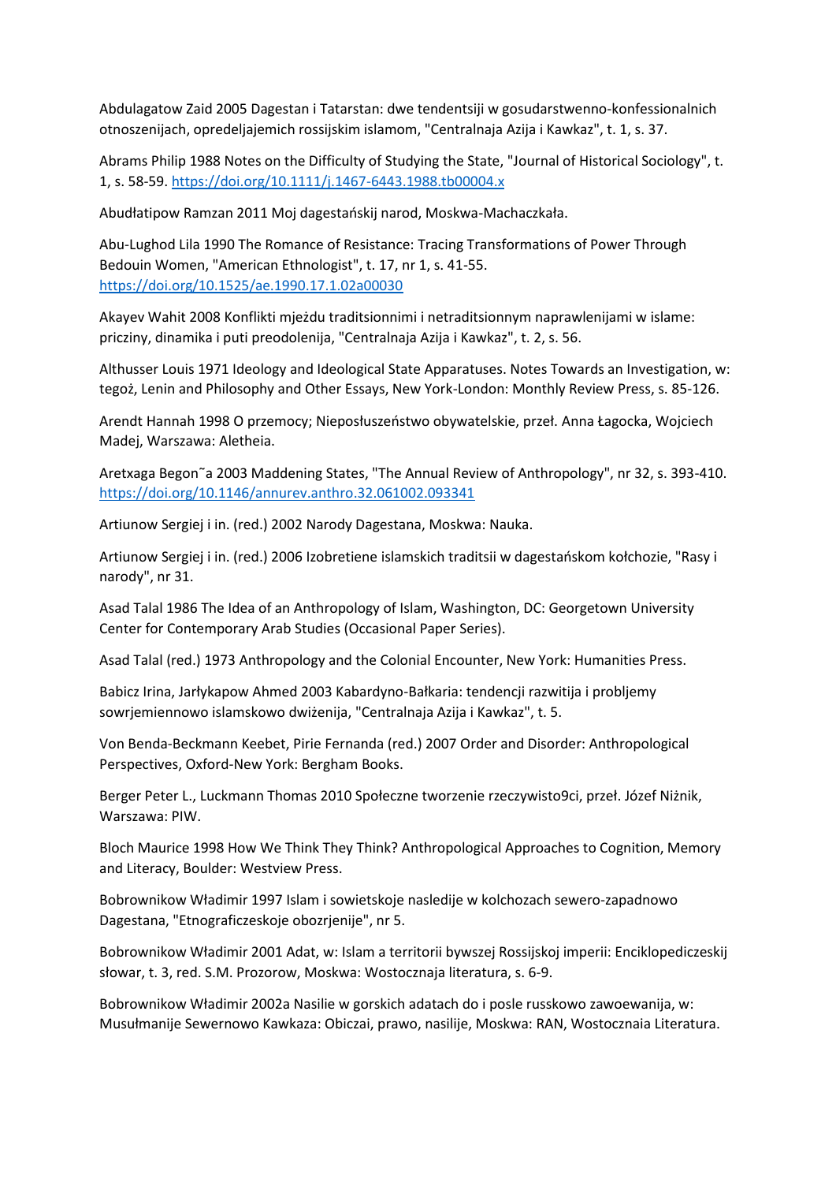Abdulagatow Zaid 2005 Dagestan i Tatarstan: dwe tendentsiji w gosudarstwenno-konfessionalnich otnoszenijach, opredeljajemich rossijskim islamom, "Centralnaja Azija i Kawkaz", t. 1, s. 37.

Abrams Philip 1988 Notes on the Difficulty of Studying the State, "Journal of Historical Sociology", t. 1, s. 58-59. https://doi.org/10.1111/j.1467-6443.1988.tb00004.x

Abudłatipow Ramzan 2011 Moj dagestańskij narod, Moskwa-Machaczkała.

Abu-Lughod Lila 1990 The Romance of Resistance: Tracing Transformations of Power Through Bedouin Women, "American Ethnologist", t. 17, nr 1, s. 41-55. https://doi.org/10.1525/ae.1990.17.1.02a00030

Akayev Wahit 2008 Konflikti mjeżdu traditsionnimi i netraditsionnym naprawlenijami w islame: pricziny, dinamika i puti preodolenija, "Centralnaja Azija i Kawkaz", t. 2, s. 56.

Althusser Louis 1971 Ideology and Ideological State Apparatuses. Notes Towards an Investigation, w: tegoż, Lenin and Philosophy and Other Essays, New York-London: Monthly Review Press, s. 85-126.

Arendt Hannah 1998 O przemocy; Nieposłuszeństwo obywatelskie, przeł. Anna Łagocka, Wojciech Madej, Warszawa: Aletheia.

Aretxaga Begon˜a 2003 Maddening States, "The Annual Review of Anthropology", nr 32, s. 393-410. https://doi.org/10.1146/annurev.anthro.32.061002.093341

Artiunow Sergiej i in. (red.) 2002 Narody Dagestana, Moskwa: Nauka.

Artiunow Sergiej i in. (red.) 2006 Izobretiene islamskich traditsii w dagestańskom kołchozie, "Rasy i narody", nr 31.

Asad Talal 1986 The Idea of an Anthropology of Islam, Washington, DC: Georgetown University Center for Contemporary Arab Studies (Occasional Paper Series).

Asad Talal (red.) 1973 Anthropology and the Colonial Encounter, New York: Humanities Press.

Babicz Irina, Jarłykapow Ahmed 2003 Kabardyno-Bałkaria: tendencji razwitija i probljemy sowrjemiennowo islamskowo dwiżenija, "Centralnaja Azija i Kawkaz", t. 5.

Von Benda-Beckmann Keebet, Pirie Fernanda (red.) 2007 Order and Disorder: Anthropological Perspectives, Oxford-New York: Bergham Books.

Berger Peter L., Luckmann Thomas 2010 Społeczne tworzenie rzeczywisto9ci, przeł. Józef Niżnik, Warszawa: PIW.

Bloch Maurice 1998 How We Think They Think? Anthropological Approaches to Cognition, Memory and Literacy, Boulder: Westview Press.

Bobrownikow Władimir 1997 Islam i sowietskoje nasledije w kolchozach sewero-zapadnowo Dagestana, "Etnograficzeskoje obozrjenije", nr 5.

Bobrownikow Władimir 2001 Adat, w: Islam a territorii bywszej Rossijskoj imperii: Enciklopediczeskij słowar, t. 3, red. S.M. Prozorow, Moskwa: Wostocznaja literatura, s. 6-9.

Bobrownikow Władimir 2002a Nasilie w gorskich adatach do i posle russkowo zawoewanija, w: Musułmanije Sewernowo Kawkaza: Obiczai, prawo, nasilije, Moskwa: RAN, Wostocznaia Literatura.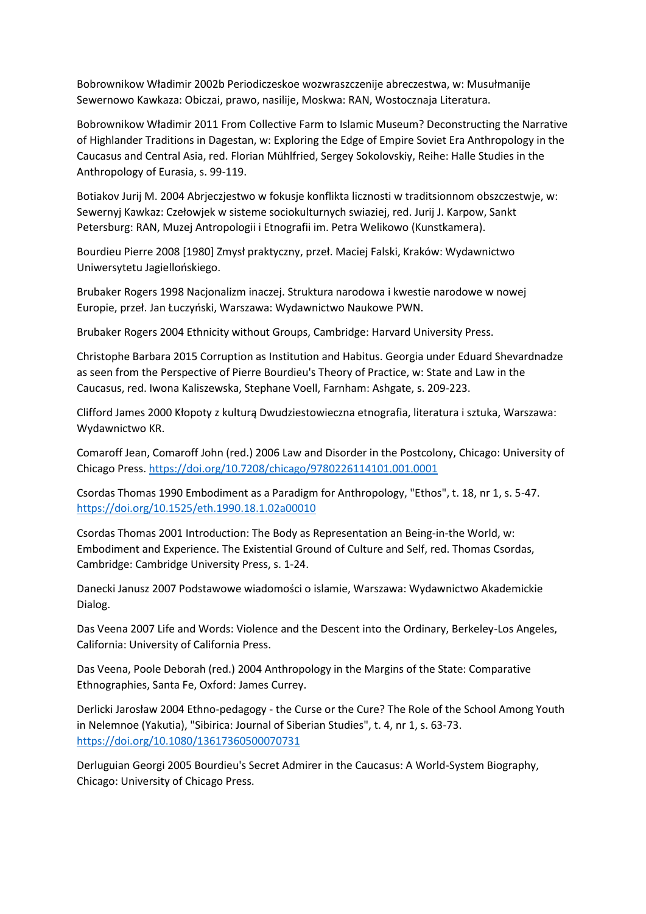Bobrownikow Władimir 2002b Periodiczeskoe wozwraszczenije abreczestwa, w: Musułmanije Sewernowo Kawkaza: Obiczai, prawo, nasilije, Moskwa: RAN, Wostocznaja Literatura.

Bobrownikow Władimir 2011 From Collective Farm to Islamic Museum? Deconstructing the Narrative of Highlander Traditions in Dagestan, w: Exploring the Edge of Empire Soviet Era Anthropology in the Caucasus and Central Asia, red. Florian Mühlfried, Sergey Sokolovskiy, Reihe: Halle Studies in the Anthropology of Eurasia, s. 99-119.

Botiakov Jurij M. 2004 Abrjeczjestwo w fokusje konflikta licznosti w traditsionnom obszczestwje, w: Sewernyj Kawkaz: Czełowjek w sisteme sociokulturnych swiaziej, red. Jurij J. Karpow, Sankt Petersburg: RAN, Muzej Antropologii i Etnografii im. Petra Welikowo (Kunstkamera).

Bourdieu Pierre 2008 [1980] Zmysł praktyczny, przeł. Maciej Falski, Kraków: Wydawnictwo Uniwersytetu Jagiellońskiego.

Brubaker Rogers 1998 Nacjonalizm inaczej. Struktura narodowa i kwestie narodowe w nowej Europie, przeł. Jan Łuczyński, Warszawa: Wydawnictwo Naukowe PWN.

Brubaker Rogers 2004 Ethnicity without Groups, Cambridge: Harvard University Press.

Christophe Barbara 2015 Corruption as Institution and Habitus. Georgia under Eduard Shevardnadze as seen from the Perspective of Pierre Bourdieu's Theory of Practice, w: State and Law in the Caucasus, red. Iwona Kaliszewska, Stephane Voell, Farnham: Ashgate, s. 209-223.

Clifford James 2000 Kłopoty z kulturą Dwudziestowieczna etnografia, literatura i sztuka, Warszawa: Wydawnictwo KR.

Comaroff Jean, Comaroff John (red.) 2006 Law and Disorder in the Postcolony, Chicago: University of Chicago Press. https://doi.org/10.7208/chicago/9780226114101.001.0001

Csordas Thomas 1990 Embodiment as a Paradigm for Anthropology, "Ethos", t. 18, nr 1, s. 5-47. https://doi.org/10.1525/eth.1990.18.1.02a00010

Csordas Thomas 2001 Introduction: The Body as Representation an Being-in-the World, w: Embodiment and Experience. The Existential Ground of Culture and Self, red. Thomas Csordas, Cambridge: Cambridge University Press, s. 1-24.

Danecki Janusz 2007 Podstawowe wiadomości o islamie, Warszawa: Wydawnictwo Akademickie Dialog.

Das Veena 2007 Life and Words: Violence and the Descent into the Ordinary, Berkeley-Los Angeles, California: University of California Press.

Das Veena, Poole Deborah (red.) 2004 Anthropology in the Margins of the State: Comparative Ethnographies, Santa Fe, Oxford: James Currey.

Derlicki Jarosław 2004 Ethno-pedagogy - the Curse or the Cure? The Role of the School Among Youth in Nelemnoe (Yakutia), "Sibirica: Journal of Siberian Studies", t. 4, nr 1, s. 63-73. https://doi.org/10.1080/13617360500070731

Derluguian Georgi 2005 Bourdieu's Secret Admirer in the Caucasus: A World-System Biography, Chicago: University of Chicago Press.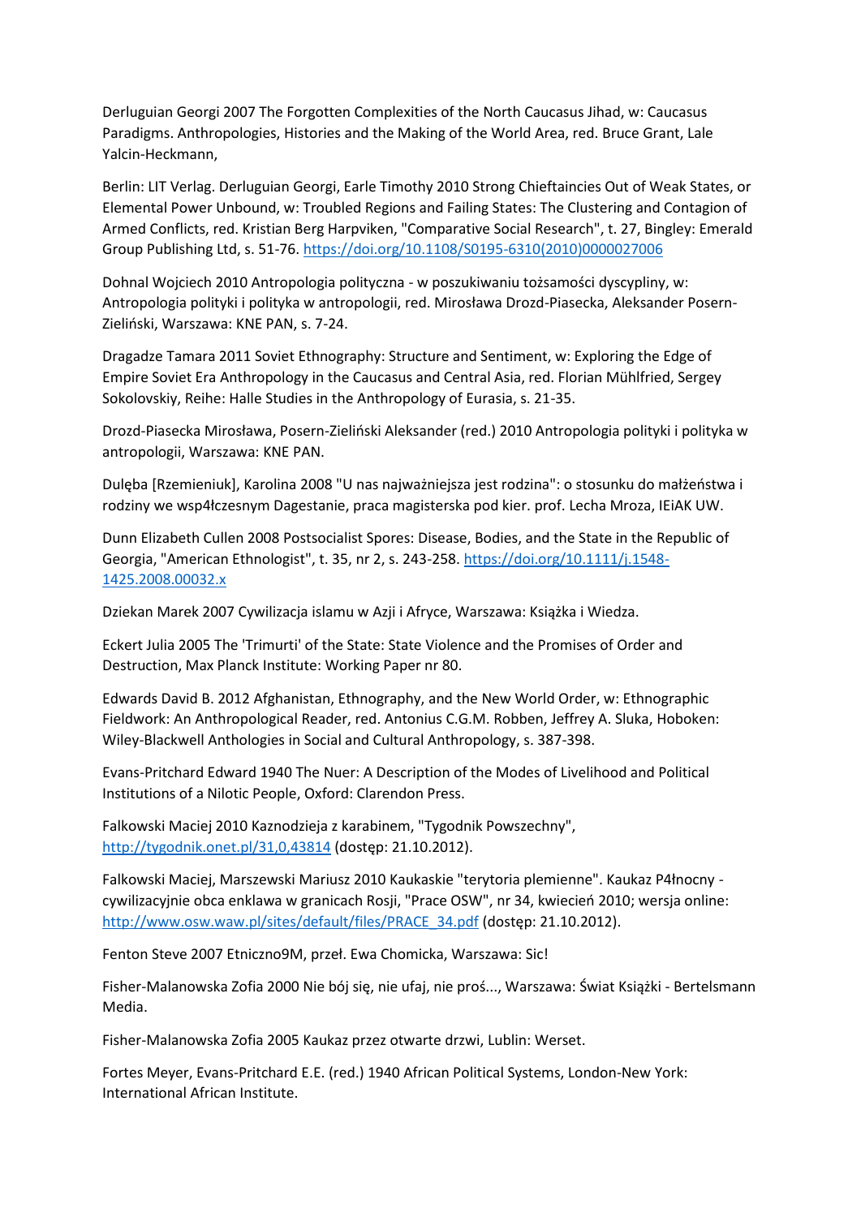Derluguian Georgi 2007 The Forgotten Complexities of the North Caucasus Jihad, w: Caucasus Paradigms. Anthropologies, Histories and the Making of the World Area, red. Bruce Grant, Lale Yalcin-Heckmann,

Berlin: LIT Verlag. Derluguian Georgi, Earle Timothy 2010 Strong Chieftaincies Out of Weak States, or Elemental Power Unbound, w: Troubled Regions and Failing States: The Clustering and Contagion of Armed Conflicts, red. Kristian Berg Harpviken, "Comparative Social Research", t. 27, Bingley: Emerald Group Publishing Ltd, s. 51-76. https://doi.org/10.1108/S0195-6310(2010)0000027006

Dohnal Wojciech 2010 Antropologia polityczna - w poszukiwaniu tożsamości dyscypliny, w: Antropologia polityki i polityka w antropologii, red. Mirosława Drozd-Piasecka, Aleksander Posern-Zieliński, Warszawa: KNE PAN, s. 7-24.

Dragadze Tamara 2011 Soviet Ethnography: Structure and Sentiment, w: Exploring the Edge of Empire Soviet Era Anthropology in the Caucasus and Central Asia, red. Florian Mühlfried, Sergey Sokolovskiy, Reihe: Halle Studies in the Anthropology of Eurasia, s. 21-35.

Drozd-Piasecka Mirosława, Posern-Zieliński Aleksander (red.) 2010 Antropologia polityki i polityka w antropologii, Warszawa: KNE PAN.

Dulęba [Rzemieniuk], Karolina 2008 "U nas najważniejsza jest rodzina": o stosunku do małżeństwa i rodziny we wsp4łczesnym Dagestanie, praca magisterska pod kier. prof. Lecha Mroza, IEiAK UW.

Dunn Elizabeth Cullen 2008 Postsocialist Spores: Disease, Bodies, and the State in the Republic of Georgia, "American Ethnologist", t. 35, nr 2, s. 243-258. https://doi.org/10.1111/j.1548-1425.2008.00032.x

Dziekan Marek 2007 Cywilizacja islamu w Azji i Afryce, Warszawa: Książka i Wiedza.

Eckert Julia 2005 The 'Trimurti' of the State: State Violence and the Promises of Order and Destruction, Max Planck Institute: Working Paper nr 80.

Edwards David B. 2012 Afghanistan, Ethnography, and the New World Order, w: Ethnographic Fieldwork: An Anthropological Reader, red. Antonius C.G.M. Robben, Jeffrey A. Sluka, Hoboken: Wiley-Blackwell Anthologies in Social and Cultural Anthropology, s. 387-398.

Evans-Pritchard Edward 1940 The Nuer: A Description of the Modes of Livelihood and Political Institutions of a Nilotic People, Oxford: Clarendon Press.

Falkowski Maciej 2010 Kaznodzieja z karabinem, "Tygodnik Powszechny", http://tygodnik.onet.pl/31,0,43814 (dostęp: 21.10.2012).

Falkowski Maciej, Marszewski Mariusz 2010 Kaukaskie "terytoria plemienne". Kaukaz P4łnocny - cywilizacyjnie obca enklawa w granicach Rosji, "Prace OSW", nr 34, kwiecień 2010; wersja online: http://www.osw.waw.pl/sites/default/files/PRACE_34.pdf (dostęp: 21.10.2012).

Fenton Steve 2007 Etniczno9M, przeł. Ewa Chomicka, Warszawa: Sic!

Fisher-Malanowska Zofia 2000 Nie bój się, nie ufaj, nie proś..., Warszawa: Świat Książki - Bertelsmann Media.

Fisher-Malanowska Zofia 2005 Kaukaz przez otwarte drzwi, Lublin: Werset.

Fortes Meyer, Evans-Pritchard E.E. (red.) 1940 African Political Systems, London-New York: International African Institute.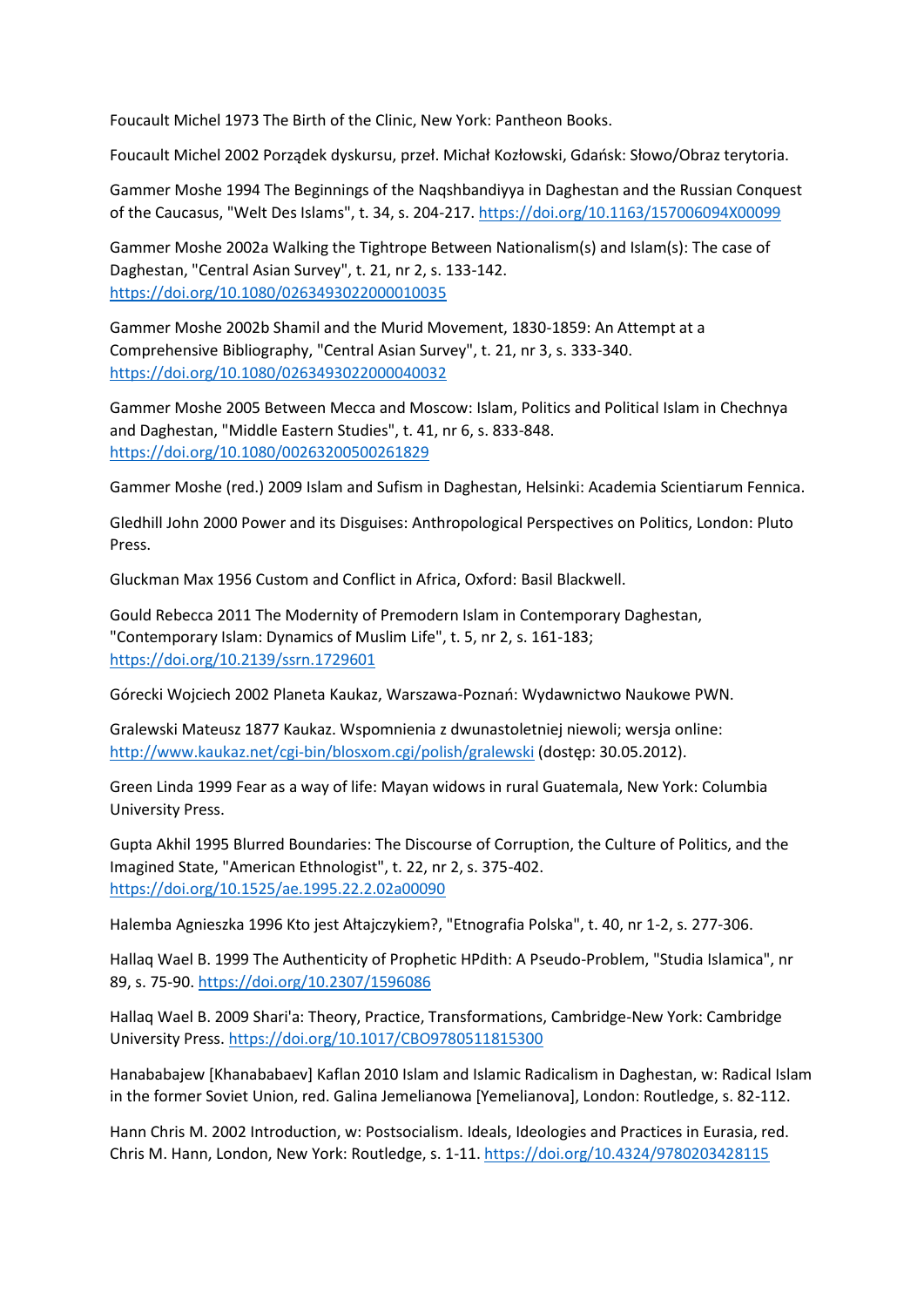Foucault Michel 1973 The Birth of the Clinic, New York: Pantheon Books.

Foucault Michel 2002 Porządek dyskursu, przeł. Michał Kozłowski, Gdańsk: Słowo/Obraz terytoria.

Gammer Moshe 1994 The Beginnings of the Naqshbandiyya in Daghestan and the Russian Conquest of the Caucasus, "Welt Des Islams", t. 34, s. 204-217. https://doi.org/10.1163/157006094X00099

Gammer Moshe 2002a Walking the Tightrope Between Nationalism(s) and Islam(s): The case of Daghestan, "Central Asian Survey", t. 21, nr 2, s. 133-142. https://doi.org/10.1080/0263493022000010035

Gammer Moshe 2002b Shamil and the Murid Movement, 1830-1859: An Attempt at a Comprehensive Bibliography, "Central Asian Survey", t. 21, nr 3, s. 333-340. https://doi.org/10.1080/0263493022000040032

Gammer Moshe 2005 Between Mecca and Moscow: Islam, Politics and Political Islam in Chechnya and Daghestan, "Middle Eastern Studies", t. 41, nr 6, s. 833-848. https://doi.org/10.1080/00263200500261829

Gammer Moshe (red.) 2009 Islam and Sufism in Daghestan, Helsinki: Academia Scientiarum Fennica.

Gledhill John 2000 Power and its Disguises: Anthropological Perspectives on Politics, London: Pluto Press.

Gluckman Max 1956 Custom and Conflict in Africa, Oxford: Basil Blackwell.

Gould Rebecca 2011 The Modernity of Premodern Islam in Contemporary Daghestan, "Contemporary Islam: Dynamics of Muslim Life", t. 5, nr 2, s. 161-183; https://doi.org/10.2139/ssrn.1729601

Górecki Wojciech 2002 Planeta Kaukaz, Warszawa-Poznań: Wydawnictwo Naukowe PWN.

Gralewski Mateusz 1877 Kaukaz. Wspomnienia z dwunastoletniej niewoli; wersja online: http://www.kaukaz.net/cgi-bin/blosxom.cgi/polish/gralewski (dostęp: 30.05.2012).

Green Linda 1999 Fear as a way of life: Mayan widows in rural Guatemala, New York: Columbia University Press.

Gupta Akhil 1995 Blurred Boundaries: The Discourse of Corruption, the Culture of Politics, and the Imagined State, "American Ethnologist", t. 22, nr 2, s. 375-402. https://doi.org/10.1525/ae.1995.22.2.02a00090

Halemba Agnieszka 1996 Kto jest Ałtajczykiem?, "Etnografia Polska", t. 40, nr 1-2, s. 277-306.

Hallaq Wael B. 1999 The Authenticity of Prophetic HPdith: A Pseudo-Problem, "Studia Islamica", nr 89, s. 75-90. https://doi.org/10.2307/1596086

Hallaq Wael B. 2009 Shari'a: Theory, Practice, Transformations, Cambridge-New York: Cambridge University Press. https://doi.org/10.1017/CBO9780511815300

Hanababajew [Khanababaev] Kaflan 2010 Islam and Islamic Radicalism in Daghestan, w: Radical Islam in the former Soviet Union, red. Galina Jemelianowa [Yemelianova], London: Routledge, s. 82-112.

Hann Chris M. 2002 Introduction, w: Postsocialism. Ideals, Ideologies and Practices in Eurasia, red. Chris M. Hann, London, New York: Routledge, s. 1-11. https://doi.org/10.4324/9780203428115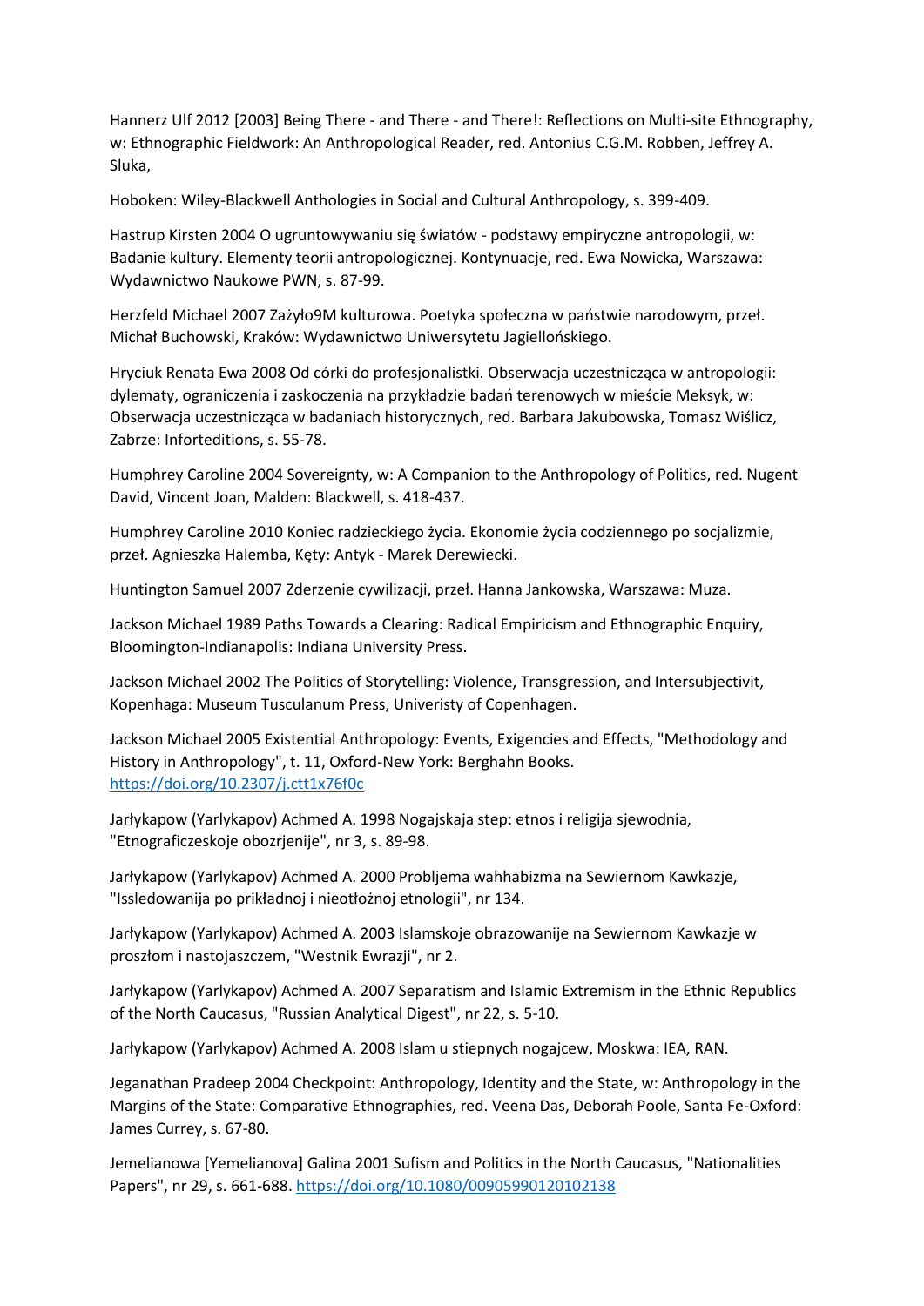Hannerz Ulf 2012 [2003] Being There - and There - and There!: Reflections on Multi-site Ethnography, w: Ethnographic Fieldwork: An Anthropological Reader, red. Antonius C.G.M. Robben, Jeffrey A. Sluka,

Hoboken: Wiley-Blackwell Anthologies in Social and Cultural Anthropology, s. 399-409.

Hastrup Kirsten 2004 O ugruntowywaniu się światów - podstawy empiryczne antropologii, w: Badanie kultury. Elementy teorii antropologicznej. Kontynuacje, red. Ewa Nowicka, Warszawa: Wydawnictwo Naukowe PWN, s. 87-99.

Herzfeld Michael 2007 Zażyło9M kulturowa. Poetyka społeczna w państwie narodowym, przeł. Michał Buchowski, Kraków: Wydawnictwo Uniwersytetu Jagiellońskiego.

Hryciuk Renata Ewa 2008 Od córki do profesjonalistki. Obserwacja uczestnicząca w antropologii: dylematy, ograniczenia i zaskoczenia na przykładzie badań terenowych w mieście Meksyk, w: Obserwacja uczestnicząca w badaniach historycznych, red. Barbara Jakubowska, Tomasz Wiślicz, Zabrze: Inforteditions, s. 55-78.

Humphrey Caroline 2004 Sovereignty, w: A Companion to the Anthropology of Politics, red. Nugent David, Vincent Joan, Malden: Blackwell, s. 418-437.

Humphrey Caroline 2010 Koniec radzieckiego życia. Ekonomie życia codziennego po socjalizmie, przeł. Agnieszka Halemba, Kęty: Antyk - Marek Derewiecki.

Huntington Samuel 2007 Zderzenie cywilizacji, przeł. Hanna Jankowska, Warszawa: Muza.

Jackson Michael 1989 Paths Towards a Clearing: Radical Empiricism and Ethnographic Enquiry, Bloomington-Indianapolis: Indiana University Press.

Jackson Michael 2002 The Politics of Storytelling: Violence, Transgression, and Intersubjectivit, Kopenhaga: Museum Tusculanum Press, Univeristy of Copenhagen.

Jackson Michael 2005 Existential Anthropology: Events, Exigencies and Effects, "Methodology and History in Anthropology", t. 11, Oxford-New York: Berghahn Books. https://doi.org/10.2307/j.ctt1x76f0c

Jarłykapow (Yarlykapov) Achmed A. 1998 Nogajskaja step: etnos i religija sjewodnia, "Etnograficzeskoje obozrjenije", nr 3, s. 89-98.

Jarłykapow (Yarlykapov) Achmed A. 2000 Probljema wahhabizma na Sewiernom Kawkazje, "Issledowanija po prikładnoj i nieotłożnoj etnologii", nr 134.

Jarłykapow (Yarlykapov) Achmed A. 2003 Islamskoje obrazowanije na Sewiernom Kawkazje w proszłom i nastojaszczem, "Westnik Ewrazji", nr 2.

Jarłykapow (Yarlykapov) Achmed A. 2007 Separatism and Islamic Extremism in the Ethnic Republics of the North Caucasus, "Russian Analytical Digest", nr 22, s. 5-10.

Jarłykapow (Yarlykapov) Achmed A. 2008 Islam u stiepnych nogajcew, Moskwa: IEA, RAN.

Jeganathan Pradeep 2004 Checkpoint: Anthropology, Identity and the State, w: Anthropology in the Margins of the State: Comparative Ethnographies, red. Veena Das, Deborah Poole, Santa Fe-Oxford: James Currey, s. 67-80.

Jemelianowa [Yemelianova] Galina 2001 Sufism and Politics in the North Caucasus, "Nationalities Papers", nr 29, s. 661-688. https://doi.org/10.1080/00905990120102138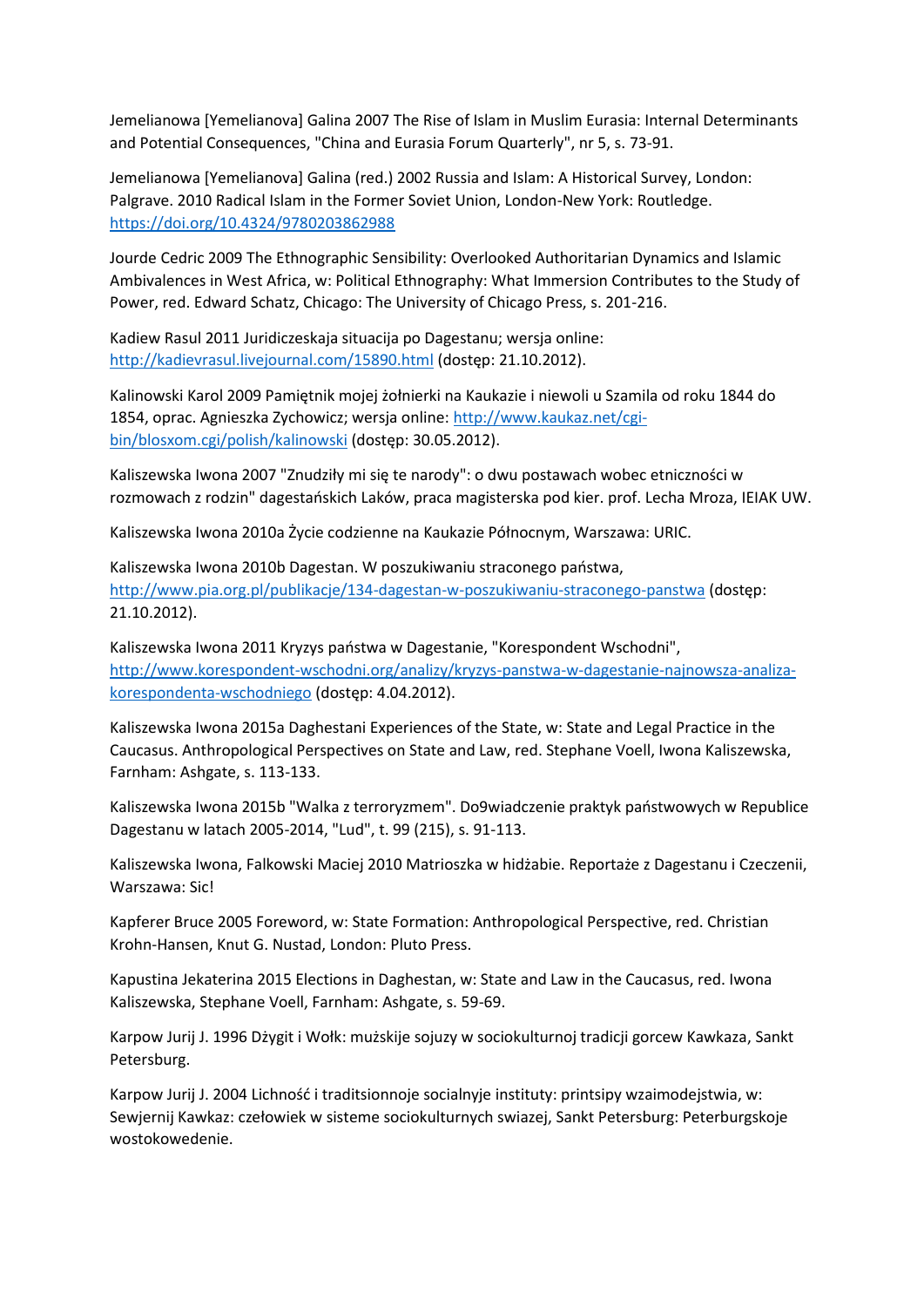Jemelianowa [Yemelianova] Galina 2007 The Rise of Islam in Muslim Eurasia: Internal Determinants and Potential Consequences, "China and Eurasia Forum Quarterly", nr 5, s. 73-91.

Jemelianowa [Yemelianova] Galina (red.) 2002 Russia and Islam: A Historical Survey, London: Palgrave. 2010 Radical Islam in the Former Soviet Union, London-New York: Routledge. https://doi.org/10.4324/9780203862988

Jourde Cedric 2009 The Ethnographic Sensibility: Overlooked Authoritarian Dynamics and Islamic Ambivalences in West Africa, w: Political Ethnography: What Immersion Contributes to the Study of Power, red. Edward Schatz, Chicago: The University of Chicago Press, s. 201-216.

Kadiew Rasul 2011 Juridiczeskaja situacija po Dagestanu; wersja online: http://kadievrasul.livejournal.com/15890.html (dostęp: 21.10.2012).

Kalinowski Karol 2009 Pamiętnik mojej żołnierki na Kaukazie i niewoli u Szamila od roku 1844 do 1854, oprac. Agnieszka Zychowicz; wersja online: http://www.kaukaz.net/cgi-bin/blosxom.cgi/polish/kalinowski (dostęp: 30.05.2012).

Kaliszewska Iwona 2007 "Znudziły mi się te narody": o dwu postawach wobec etniczności w rozmowach z rodzin" dagestańskich Laków, praca magisterska pod kier. prof. Lecha Mroza, IEIAK UW.

Kaliszewska Iwona 2010a Życie codzienne na Kaukazie Północnym, Warszawa: URIC.

Kaliszewska Iwona 2010b Dagestan. W poszukiwaniu straconego państwa, http://www.pia.org.pl/publikacje/134-dagestan-w-poszukiwaniu-straconego-panstwa (dostęp: 21.10.2012).

Kaliszewska Iwona 2011 Kryzys państwa w Dagestanie, "Korespondent Wschodni", http://www.korespondent-wschodni.org/analizy/kryzys-panstwa-w-dagestanie-najnowsza-analiza-korespondenta-wschodniego (dostęp: 4.04.2012).

Kaliszewska Iwona 2015a Daghestani Experiences of the State, w: State and Legal Practice in the Caucasus. Anthropological Perspectives on State and Law, red. Stephane Voell, Iwona Kaliszewska, Farnham: Ashgate, s. 113-133.

Kaliszewska Iwona 2015b "Walka z terroryzmem". Do9wiadczenie praktyk państwowych w Republice Dagestanu w latach 2005-2014, "Lud", t. 99 (215), s. 91-113.

Kaliszewska Iwona, Falkowski Maciej 2010 Matrioszka w hidżabie. Reportaże z Dagestanu i Czeczenii, Warszawa: Sic!

Kapferer Bruce 2005 Foreword, w: State Formation: Anthropological Perspective, red. Christian Krohn-Hansen, Knut G. Nustad, London: Pluto Press.

Kapustina Jekaterina 2015 Elections in Daghestan, w: State and Law in the Caucasus, red. Iwona Kaliszewska, Stephane Voell, Farnham: Ashgate, s. 59-69.

Karpow Jurij J. 1996 Dżygit i Wołk: mużskije sojuzy w sociokulturnoj tradicji gorcew Kawkaza, Sankt Petersburg.

Karpow Jurij J. 2004 Lichność i traditsionnoje socialnyje instituty: printsipy wzaimodejstwia, w: Sewjernij Kawkaz: człowiek w sisteme sociokulturnych swiazej, Sankt Petersburg: Peterburgskoje wostokowedenie.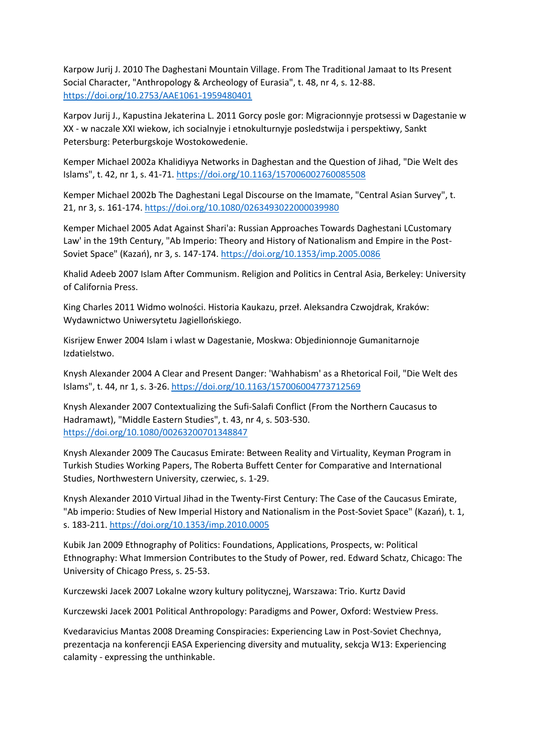Karpow Jurij J. 2010 The Daghestani Mountain Village. From The Traditional Jamaat to Its Present Social Character, "Anthropology & Archeology of Eurasia", t. 48, nr 4, s. 12-88. https://doi.org/10.2753/AAE1061-1959480401

Karpov Jurij J., Kapustina Jekaterina L. 2011 Gorcy posle gor: Migracionnyje protsessi w Dagestanie w XX - w naczale XXI wiekow, ich socialnyje i etnokulturnyje posledstwija i perspektiwy, Sankt Petersburg: Peterburgskoje Wostokowedenie.

Kemper Michael 2002a Khalidiyya Networks in Daghestan and the Question of Jihad, "Die Welt des Islams", t. 42, nr 1, s. 41-71. https://doi.org/10.1163/157006002760085508

Kemper Michael 2002b The Daghestani Legal Discourse on the Imamate, "Central Asian Survey", t. 21, nr 3, s. 161-174. https://doi.org/10.1080/0263493022000039980

Kemper Michael 2005 Adat Against Shari'a: Russian Approaches Towards Daghestani LCustomary Law' in the 19th Century, "Ab Imperio: Theory and History of Nationalism and Empire in the Post-Soviet Space" (Kazań), nr 3, s. 147-174. https://doi.org/10.1353/imp.2005.0086

Khalid Adeeb 2007 Islam After Communism. Religion and Politics in Central Asia, Berkeley: University of California Press.

King Charles 2011 Widmo wolności. Historia Kaukazu, przeł. Aleksandra Czwojdrak, Kraków: Wydawnictwo Uniwersytetu Jagiellońskiego.

Kisrijew Enwer 2004 Islam i wlast w Dagestanie, Moskwa: Objedinionnoje Gumanitarnoje Izdatielstwo.

Knysh Alexander 2004 A Clear and Present Danger: 'Wahhabism' as a Rhetorical Foil, "Die Welt des Islams", t. 44, nr 1, s. 3-26. https://doi.org/10.1163/157006004773712569

Knysh Alexander 2007 Contextualizing the Sufi-Salafi Conflict (From the Northern Caucasus to Hadramawt), "Middle Eastern Studies", t. 43, nr 4, s. 503-530. https://doi.org/10.1080/00263200701348847

Knysh Alexander 2009 The Caucasus Emirate: Between Reality and Virtuality, Keyman Program in Turkish Studies Working Papers, The Roberta Buffett Center for Comparative and International Studies, Northwestern University, czerwiec, s. 1-29.

Knysh Alexander 2010 Virtual Jihad in the Twenty-First Century: The Case of the Caucasus Emirate, "Ab imperio: Studies of New Imperial History and Nationalism in the Post-Soviet Space" (Kazań), t. 1, s. 183-211. https://doi.org/10.1353/imp.2010.0005

Kubik Jan 2009 Ethnography of Politics: Foundations, Applications, Prospects, w: Political Ethnography: What Immersion Contributes to the Study of Power, red. Edward Schatz, Chicago: The University of Chicago Press, s. 25-53.

Kurczewski Jacek 2007 Lokalne wzory kultury politycznej, Warszawa: Trio. Kurtz David

Kurczewski Jacek 2001 Political Anthropology: Paradigms and Power, Oxford: Westview Press.

Kvedaravicius Mantas 2008 Dreaming Conspiracies: Experiencing Law in Post-Soviet Chechnya, prezentacja na konferencji EASA Experiencing diversity and mutuality, sekcja W13: Experiencing calamity - expressing the unthinkable.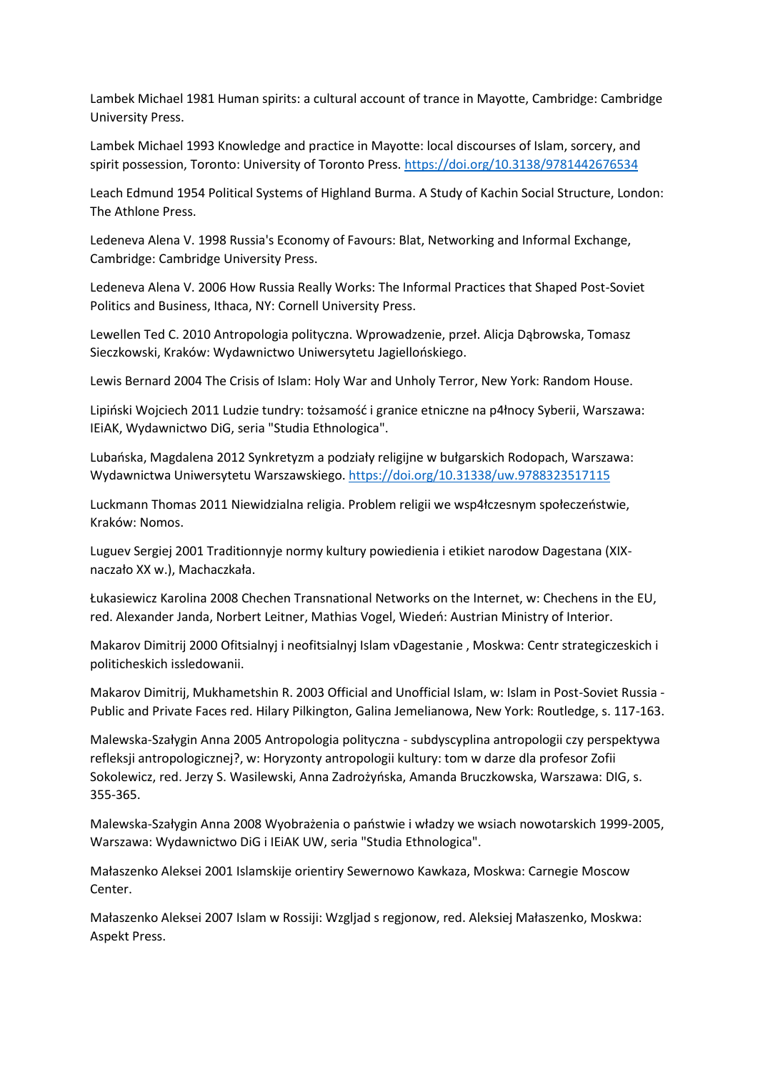Lambek Michael 1981 Human spirits: a cultural account of trance in Mayotte, Cambridge: Cambridge University Press.

Lambek Michael 1993 Knowledge and practice in Mayotte: local discourses of Islam, sorcery, and spirit possession, Toronto: University of Toronto Press. https://doi.org/10.3138/9781442676534

Leach Edmund 1954 Political Systems of Highland Burma. A Study of Kachin Social Structure, London: The Athlone Press.

Ledeneva Alena V. 1998 Russia's Economy of Favours: Blat, Networking and Informal Exchange, Cambridge: Cambridge University Press.

Ledeneva Alena V. 2006 How Russia Really Works: The Informal Practices that Shaped Post-Soviet Politics and Business, Ithaca, NY: Cornell University Press.

Lewellen Ted C. 2010 Antropologia polityczna. Wprowadzenie, przeł. Alicja Dąbrowska, Tomasz Sieczkowski, Kraków: Wydawnictwo Uniwersytetu Jagiellońskiego.

Lewis Bernard 2004 The Crisis of Islam: Holy War and Unholy Terror, New York: Random House.

Lipiński Wojciech 2011 Ludzie tundry: tożsamość i granice etniczne na p4łnocy Syberii, Warszawa: IEiAK, Wydawnictwo DiG, seria "Studia Ethnologica".

Lubańska, Magdalena 2012 Synkretyzm a podziały religijne w bułgarskich Rodopach, Warszawa: Wydawnictwa Uniwersytetu Warszawskiego. https://doi.org/10.31338/uw.9788323517115

Luckmann Thomas 2011 Niewidzialna religia. Problem religii we wsp4łczesnym społeczeństwie, Kraków: Nomos.

Luguev Sergiej 2001 Traditionnyje normy kultury powiedienia i etikiet narodow Dagestana (XIX-naczało XX w.), Machaczkała.

Łukasiewicz Karolina 2008 Chechen Transnational Networks on the Internet, w: Chechens in the EU, red. Alexander Janda, Norbert Leitner, Mathias Vogel, Wiedeń: Austrian Ministry of Interior.

Makarov Dimitrij 2000 Ofitsialnyj i neofitsialnyj Islam vDagestanie , Moskwa: Centr strategiczeskich i politicheskich issledowanii.

Makarov Dimitrij, Mukhametshin R. 2003 Official and Unofficial Islam, w: Islam in Post-Soviet Russia - Public and Private Faces red. Hilary Pilkington, Galina Jemelianowa, New York: Routledge, s. 117-163.

Malewska-Szałygin Anna 2005 Antropologia polityczna - subdyscyplina antropologii czy perspektywa refleksji antropologicznej?, w: Horyzonty antropologii kultury: tom w darze dla profesor Zofii Sokolewicz, red. Jerzy S. Wasilewski, Anna Zadrożyńska, Amanda Bruczkowska, Warszawa: DIG, s. 355-365.

Malewska-Szałygin Anna 2008 Wyobrażenia o państwie i władzy we wsiach nowotarskich 1999-2005, Warszawa: Wydawnictwo DiG i IEiAK UW, seria "Studia Ethnologica".

Małaszenko Aleksei 2001 Islamskije orientiry Sewernowo Kawkaza, Moskwa: Carnegie Moscow Center.

Małaszenko Aleksei 2007 Islam w Rossiji: Wzgljad s regjonow, red. Aleksiej Małaszenko, Moskwa: Aspekt Press.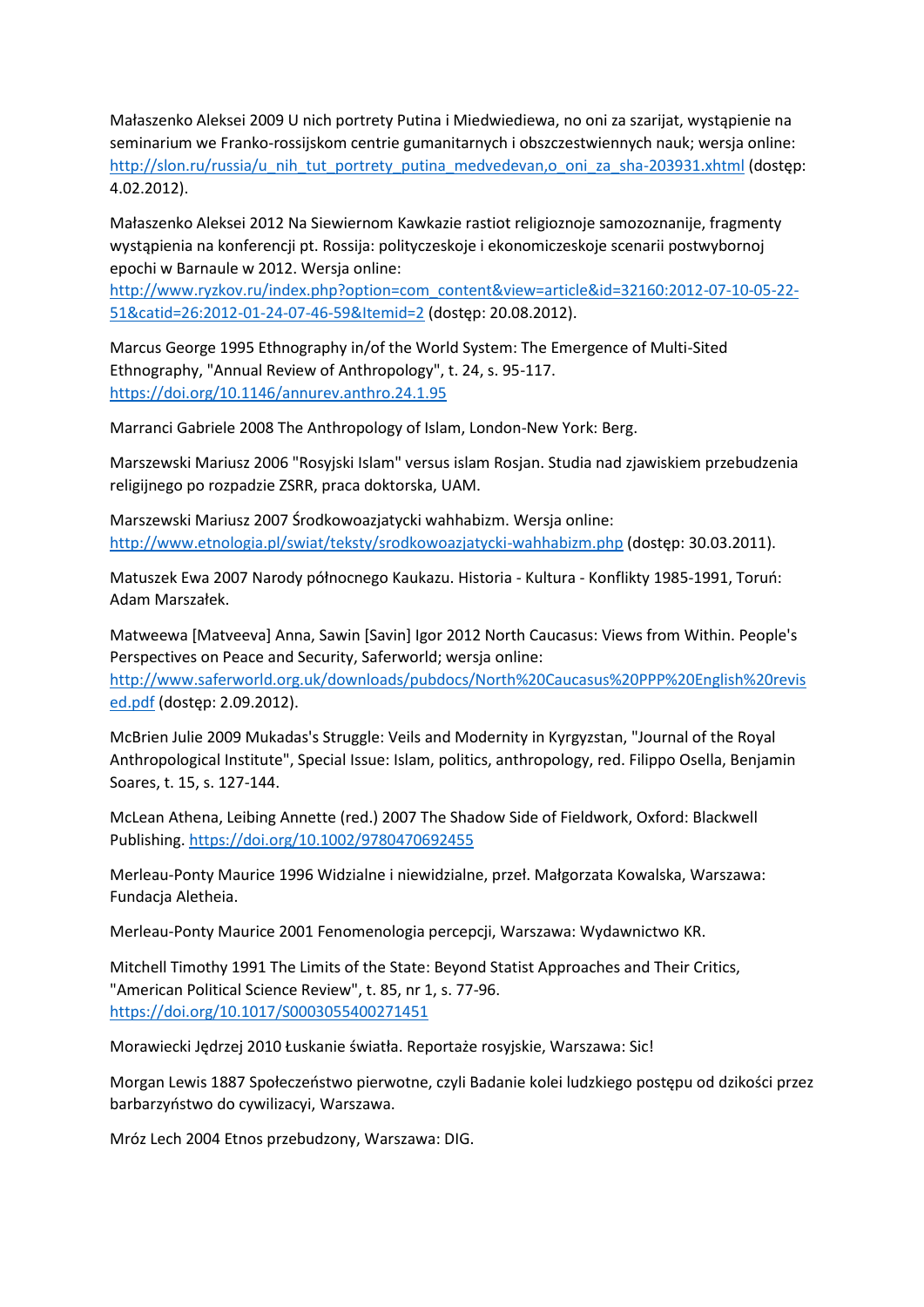Małaszenko Aleksei 2009 U nich portrety Putina i Miedwiediewa, no oni za szarijat, wystąpienie na seminarium we Franko-rossijskom centrie gumanitarnych i obszczestwiennych nauk; wersja online: http://slon.ru/russia/u_nih_tut_portrety_putina_medvedevan,o_oni_za_sha-203931.xhtml (dostęp: 4.02.2012).

Małaszenko Aleksei 2012 Na Siewiernom Kawkazie rastiot religioznoje samozoznanije, fragmenty wystąpienia na konferencji pt. Rossija: politycze­skoje i ekonomiczeskoje scenarii postwybornoj epochi w Barnaule w 2012. Wersja online: http://www.ryzkov.ru/index.php?option=com_content&view=article&id=32160:2012-07-10-05-22-51&catid=26:2012-01-24-07-46-59&Itemid=2 (dostęp: 20.08.2012).

Marcus George 1995 Ethnography in/of the World System: The Emergence of Multi-Sited Ethnography, "Annual Review of Anthropology", t. 24, s. 95-117. https://doi.org/10.1146/annurev.anthro.24.1.95

Marranci Gabriele 2008 The Anthropology of Islam, London-New York: Berg.

Marszewski Mariusz 2006 "Rosyjski Islam" versus islam Rosjan. Studia nad zjawiskiem przebudzenia religijnego po rozpadzie ZSRR, praca doktorska, UAM.

Marszewski Mariusz 2007 Środkowoazjatycki wahhabizm. Wersja online: http://www.etnologia.pl/swiat/teksty/srodkowoazjatycki-wahhabizm.php (dostęp: 30.03.2011).

Matuszek Ewa 2007 Narody północnego Kaukazu. Historia - Kultura - Konflikty 1985-1991, Toruń: Adam Marszałek.

Matweewa [Matveeva] Anna, Sawin [Savin] Igor 2012 North Caucasus: Views from Within. People's Perspectives on Peace and Security, Saferworld; wersja online: http://www.saferworld.org.uk/downloads/pubdocs/North%20Caucasus%20PPP%20English%20revised.pdf (dostęp: 2.09.2012).

McBrien Julie 2009 Mukadas's Struggle: Veils and Modernity in Kyrgyzstan, "Journal of the Royal Anthropological Institute", Special Issue: Islam, politics, anthropology, red. Filippo Osella, Benjamin Soares, t. 15, s. 127-144.

McLean Athena, Leibing Annette (red.) 2007 The Shadow Side of Fieldwork, Oxford: Blackwell Publishing. https://doi.org/10.1002/9780470692455

Merleau-Ponty Maurice 1996 Widzialne i niewidzialne, przeł. Małgorzata Kowalska, Warszawa: Fundacja Aletheia.

Merleau-Ponty Maurice 2001 Fenomenologia percepcji, Warszawa: Wydawnictwo KR.

Mitchell Timothy 1991 The Limits of the State: Beyond Statist Approaches and Their Critics, "American Political Science Review", t. 85, nr 1, s. 77-96. https://doi.org/10.1017/S0003055400271451

Morawiecki Jędrzej 2010 Łuskanie światła. Reportaże rosyjskie, Warszawa: Sic!

Morgan Lewis 1887 Społeczeństwo pierwotne, czyli Badanie kolei ludzkiego postępu od dzikości przez barbarzyństwo do cywilizacyi, Warszawa.

Mróz Lech 2004 Etnos przebudzony, Warszawa: DIG.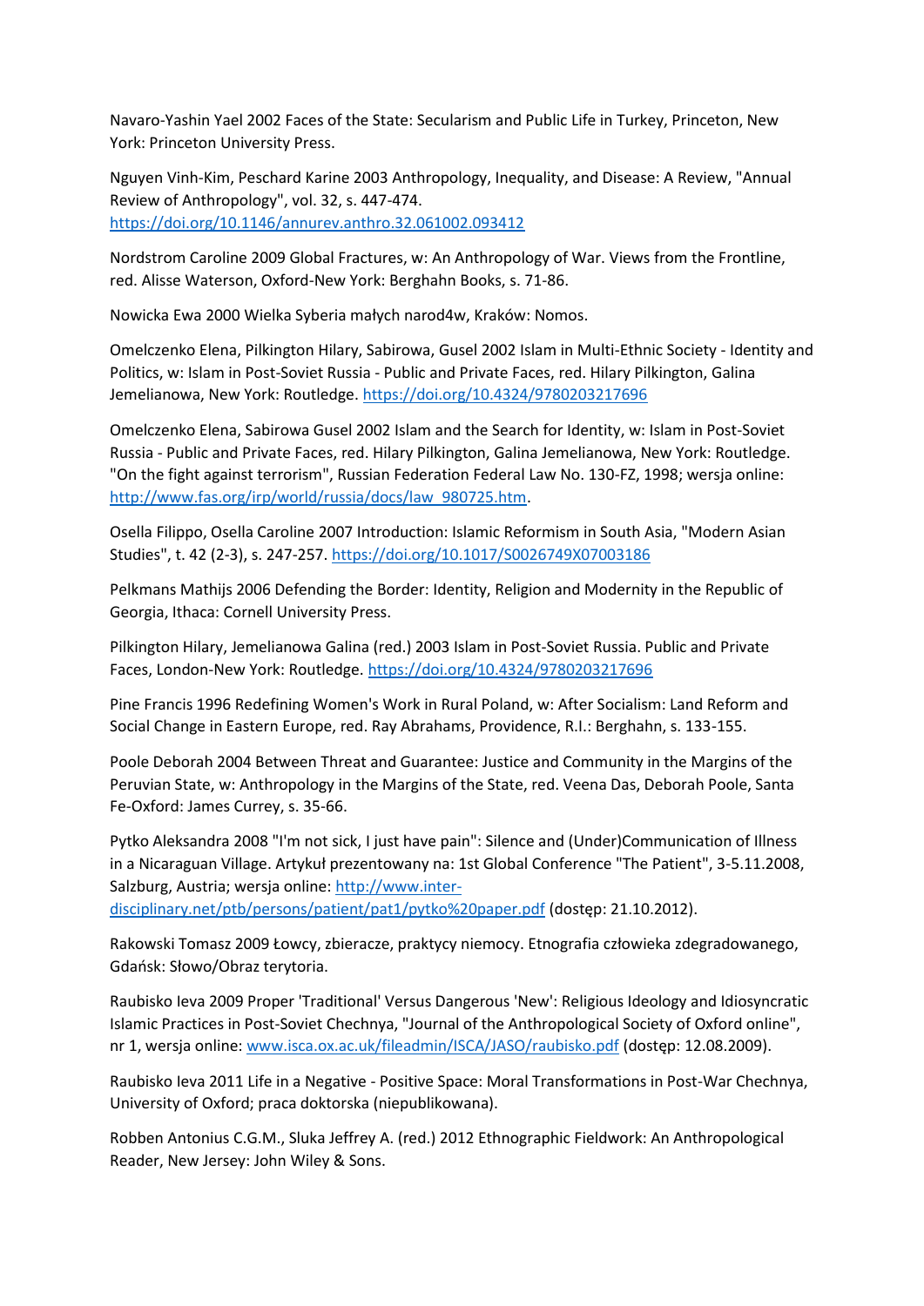Navaro-Yashin Yael 2002 Faces of the State: Secularism and Public Life in Turkey, Princeton, New York: Princeton University Press.

Nguyen Vinh-Kim, Peschard Karine 2003 Anthropology, Inequality, and Disease: A Review, "Annual Review of Anthropology", vol. 32, s. 447-474. https://doi.org/10.1146/annurev.anthro.32.061002.093412

Nordstrom Caroline 2009 Global Fractures, w: An Anthropology of War. Views from the Frontline, red. Alisse Waterson, Oxford-New York: Berghahn Books, s. 71-86.

Nowicka Ewa 2000 Wielka Syberia małych narod4w, Kraków: Nomos.

Omelczenko Elena, Pilkington Hilary, Sabirowa, Gusel 2002 Islam in Multi-Ethnic Society - Identity and Politics, w: Islam in Post-Soviet Russia - Public and Private Faces, red. Hilary Pilkington, Galina Jemelianowa, New York: Routledge. https://doi.org/10.4324/9780203217696

Omelczenko Elena, Sabirowa Gusel 2002 Islam and the Search for Identity, w: Islam in Post-Soviet Russia - Public and Private Faces, red. Hilary Pilkington, Galina Jemelianowa, New York: Routledge. "On the fight against terrorism", Russian Federation Federal Law No. 130-FZ, 1998; wersja online: http://www.fas.org/irp/world/russia/docs/law_980725.htm.

Osella Filippo, Osella Caroline 2007 Introduction: Islamic Reformism in South Asia, "Modern Asian Studies", t. 42 (2-3), s. 247-257. https://doi.org/10.1017/S0026749X07003186

Pelkmans Mathijs 2006 Defending the Border: Identity, Religion and Modernity in the Republic of Georgia, Ithaca: Cornell University Press.

Pilkington Hilary, Jemelianowa Galina (red.) 2003 Islam in Post-Soviet Russia. Public and Private Faces, London-New York: Routledge. https://doi.org/10.4324/9780203217696

Pine Francis 1996 Redefining Women's Work in Rural Poland, w: After Socialism: Land Reform and Social Change in Eastern Europe, red. Ray Abrahams, Providence, R.I.: Berghahn, s. 133-155.

Poole Deborah 2004 Between Threat and Guarantee: Justice and Community in the Margins of the Peruvian State, w: Anthropology in the Margins of the State, red. Veena Das, Deborah Poole, Santa Fe-Oxford: James Currey, s. 35-66.

Pytko Aleksandra 2008 "I'm not sick, I just have pain": Silence and (Under)Communication of Illness in a Nicaraguan Village. Artykuł prezentowany na: 1st Global Conference "The Patient", 3-5.11.2008, Salzburg, Austria; wersja online: http://www.inter-disciplinary.net/ptb/persons/patient/pat1/pytko%20paper.pdf (dostęp: 21.10.2012).

Rakowski Tomasz 2009 Łowcy, zbieracze, praktycy niemocy. Etnografia człowieka zdegradowanego, Gdańsk: Słowo/Obraz terytoria.

Raubisko Ieva 2009 Proper 'Traditional' Versus Dangerous 'New': Religious Ideology and Idiosyncratic Islamic Practices in Post-Soviet Chechnya, "Journal of the Anthropological Society of Oxford online", nr 1, wersja online: www.isca.ox.ac.uk/fileadmin/ISCA/JASO/raubisko.pdf (dostęp: 12.08.2009).

Raubisko Ieva 2011 Life in a Negative - Positive Space: Moral Transformations in Post-War Chechnya, University of Oxford; praca doktorska (niepublikowana).

Robben Antonius C.G.M., Sluka Jeffrey A. (red.) 2012 Ethnographic Fieldwork: An Anthropological Reader, New Jersey: John Wiley & Sons.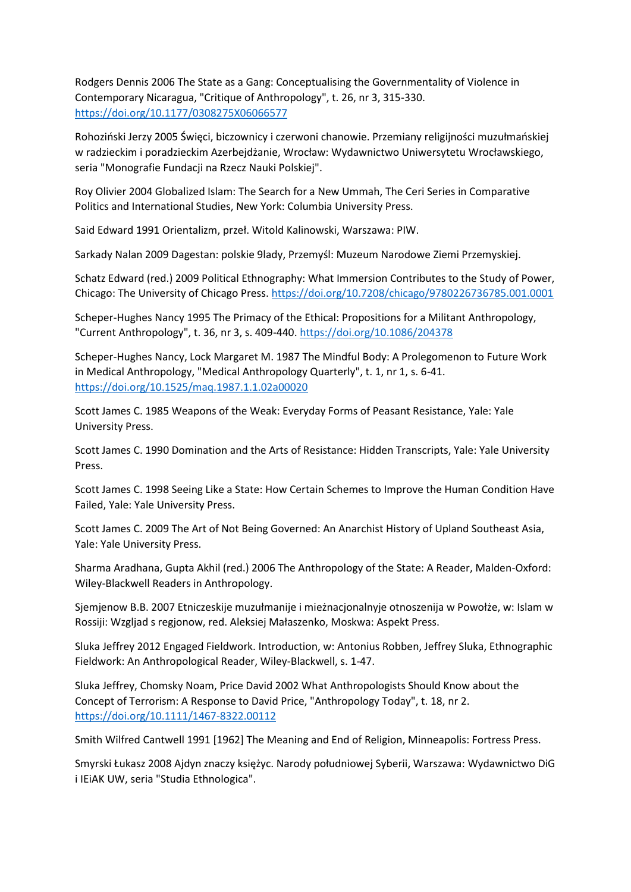Rodgers Dennis 2006 The State as a Gang: Conceptualising the Governmentality of Violence in Contemporary Nicaragua, "Critique of Anthropology", t. 26, nr 3, 315-330. https://doi.org/10.1177/0308275X06066577

Rohoziński Jerzy 2005 Święci, biczownicy i czerwoni chanowie. Przemiany religijności muzułmańskiej w radzieckim i poradzieckim Azerbejdżanie, Wrocław: Wydawnictwo Uniwersytetu Wrocławskiego, seria "Monografie Fundacji na Rzecz Nauki Polskiej".

Roy Olivier 2004 Globalized Islam: The Search for a New Ummah, The Ceri Series in Comparative Politics and International Studies, New York: Columbia University Press.

Said Edward 1991 Orientalizm, przeł. Witold Kalinowski, Warszawa: PIW.

Sarkady Nalan 2009 Dagestan: polskie 9lady, Przemyśl: Muzeum Narodowe Ziemi Przemyskiej.

Schatz Edward (red.) 2009 Political Ethnography: What Immersion Contributes to the Study of Power, Chicago: The University of Chicago Press. https://doi.org/10.7208/chicago/9780226736785.001.0001

Scheper-Hughes Nancy 1995 The Primacy of the Ethical: Propositions for a Militant Anthropology, "Current Anthropology", t. 36, nr 3, s. 409-440. https://doi.org/10.1086/204378

Scheper-Hughes Nancy, Lock Margaret M. 1987 The Mindful Body: A Prolegomenon to Future Work in Medical Anthropology, "Medical Anthropology Quarterly", t. 1, nr 1, s. 6-41. https://doi.org/10.1525/maq.1987.1.1.02a00020

Scott James C. 1985 Weapons of the Weak: Everyday Forms of Peasant Resistance, Yale: Yale University Press.

Scott James C. 1990 Domination and the Arts of Resistance: Hidden Transcripts, Yale: Yale University Press.

Scott James C. 1998 Seeing Like a State: How Certain Schemes to Improve the Human Condition Have Failed, Yale: Yale University Press.

Scott James C. 2009 The Art of Not Being Governed: An Anarchist History of Upland Southeast Asia, Yale: Yale University Press.

Sharma Aradhana, Gupta Akhil (red.) 2006 The Anthropology of the State: A Reader, Malden-Oxford: Wiley-Blackwell Readers in Anthropology.

Sjemjenow B.B. 2007 Etniczeskije muzułmanije i mieżnacjonalnyje otnoszenija w Powołże, w: Islam w Rossiji: Wzgljad s regjonow, red. Aleksiej Małaszenko, Moskwa: Aspekt Press.

Sluka Jeffrey 2012 Engaged Fieldwork. Introduction, w: Antonius Robben, Jeffrey Sluka, Ethnographic Fieldwork: An Anthropological Reader, Wiley-Blackwell, s. 1-47.

Sluka Jeffrey, Chomsky Noam, Price David 2002 What Anthropologists Should Know about the Concept of Terrorism: A Response to David Price, "Anthropology Today", t. 18, nr 2. https://doi.org/10.1111/1467-8322.00112

Smith Wilfred Cantwell 1991 [1962] The Meaning and End of Religion, Minneapolis: Fortress Press.

Smyrski Łukasz 2008 Ajdyn znaczy księżyc. Narody południowej Syberii, Warszawa: Wydawnictwo DiG i IEiAK UW, seria "Studia Ethnologica".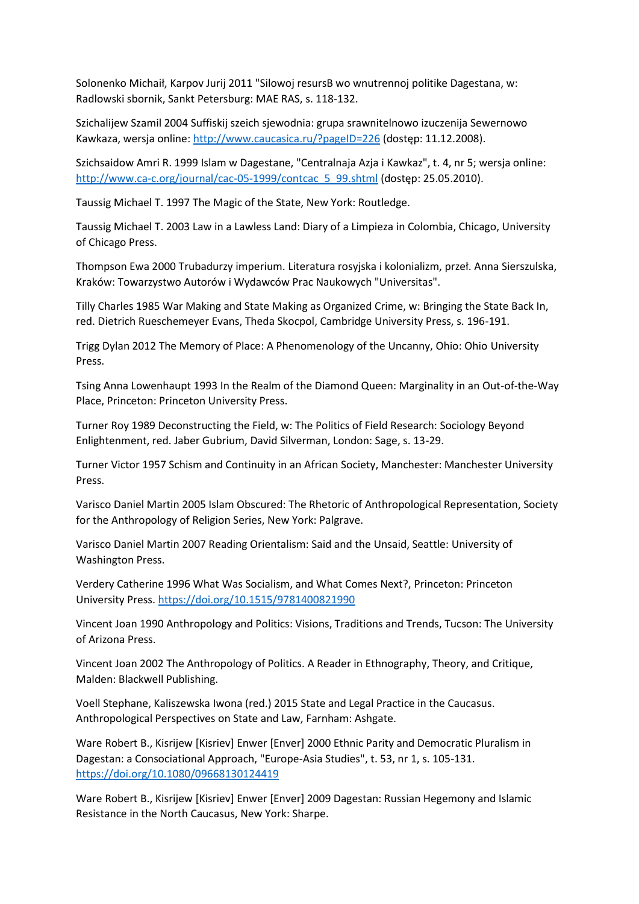Solonenko Michaił, Karpov Jurij 2011 "Silowoj resursB wo wnutrennoj politike Dagestana, w: Radlowski sbornik, Sankt Petersburg: MAE RAS, s. 118-132.

Szichalijew Szamil 2004 Suffiskij szeich sjewodnia: grupa srawnitelnowo izuczenija Sewernowo Kawkaza, wersja online: http://www.caucasica.ru/?pageID=226 (dostęp: 11.12.2008).

Szichsaidow Amri R. 1999 Islam w Dagestane, "Centralnaja Azja i Kawkaz", t. 4, nr 5; wersja online: http://www.ca-c.org/journal/cac-05-1999/contcac_5_99.shtml (dostęp: 25.05.2010).

Taussig Michael T. 1997 The Magic of the State, New York: Routledge.

Taussig Michael T. 2003 Law in a Lawless Land: Diary of a Limpieza in Colombia, Chicago, University of Chicago Press.

Thompson Ewa 2000 Trubadurzy imperium. Literatura rosyjska i kolonializm, przeł. Anna Sierszulska, Kraków: Towarzystwo Autorów i Wydawców Prac Naukowych "Universitas".

Tilly Charles 1985 War Making and State Making as Organized Crime, w: Bringing the State Back In, red. Dietrich Rueschemeyer Evans, Theda Skocpol, Cambridge University Press, s. 196-191.

Trigg Dylan 2012 The Memory of Place: A Phenomenology of the Uncanny, Ohio: Ohio University Press.

Tsing Anna Lowenhaupt 1993 In the Realm of the Diamond Queen: Marginality in an Out-of-the-Way Place, Princeton: Princeton University Press.

Turner Roy 1989 Deconstructing the Field, w: The Politics of Field Research: Sociology Beyond Enlightenment, red. Jaber Gubrium, David Silverman, London: Sage, s. 13-29.

Turner Victor 1957 Schism and Continuity in an African Society, Manchester: Manchester University Press.

Varisco Daniel Martin 2005 Islam Obscured: The Rhetoric of Anthropological Representation, Society for the Anthropology of Religion Series, New York: Palgrave.

Varisco Daniel Martin 2007 Reading Orientalism: Said and the Unsaid, Seattle: University of Washington Press.

Verdery Catherine 1996 What Was Socialism, and What Comes Next?, Princeton: Princeton University Press. https://doi.org/10.1515/9781400821990

Vincent Joan 1990 Anthropology and Politics: Visions, Traditions and Trends, Tucson: The University of Arizona Press.

Vincent Joan 2002 The Anthropology of Politics. A Reader in Ethnography, Theory, and Critique, Malden: Blackwell Publishing.

Voell Stephane, Kaliszewska Iwona (red.) 2015 State and Legal Practice in the Caucasus. Anthropological Perspectives on State and Law, Farnham: Ashgate.

Ware Robert B., Kisrijew [Kisriev] Enwer [Enver] 2000 Ethnic Parity and Democratic Pluralism in Dagestan: a Consociational Approach, "Europe-Asia Studies", t. 53, nr 1, s. 105-131. https://doi.org/10.1080/09668130124419

Ware Robert B., Kisrijew [Kisriev] Enwer [Enver] 2009 Dagestan: Russian Hegemony and Islamic Resistance in the North Caucasus, New York: Sharpe.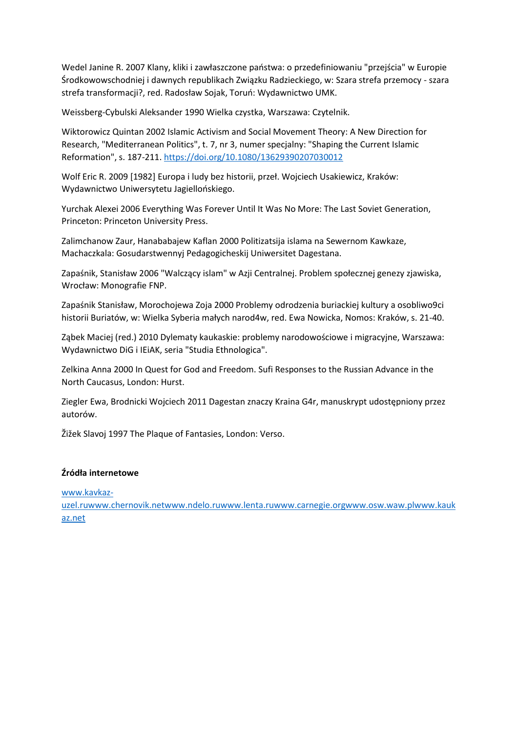Wedel Janine R. 2007 Klany, kliki i zawłaszczone państwa: o przedefiniowaniu "przejścia" w Europie Środkowowschodniej i dawnych republikach Związku Radzieckiego, w: Szara strefa przemocy - szara strefa transformacji?, red. Radosław Sojak, Toruń: Wydawnictwo UMK.

Weissberg-Cybulski Aleksander 1990 Wielka czystka, Warszawa: Czytelnik.

Wiktorowicz Quintan 2002 Islamic Activism and Social Movement Theory: A New Direction for Research, "Mediterranean Politics", t. 7, nr 3, numer specjalny: "Shaping the Current Islamic Reformation", s. 187-211. https://doi.org/10.1080/13629390207030012

Wolf Eric R. 2009 [1982] Europa i ludy bez historii, przeł. Wojciech Usakiewicz, Kraków: Wydawnictwo Uniwersytetu Jagiellońskiego.

Yurchak Alexei 2006 Everything Was Forever Until It Was No More: The Last Soviet Generation, Princeton: Princeton University Press.

Zalimchanow Zaur, Hanababajew Kaflan 2000 Politizatsija islama na Sewernom Kawkaze, Machaczkala: Gosudarstwennyj Pedagogicheskij Uniwersitet Dagestana.

Zapaśnik, Stanisław 2006 "Walczący islam" w Azji Centralnej. Problem społecznej genezy zjawiska, Wrocław: Monografie FNP.

Zapaśnik Stanisław, Morochojewa Zoja 2000 Problemy odrodzenia buriackiej kultury a osobliwo9ci historii Buriatów, w: Wielka Syberia małych narod4w, red. Ewa Nowicka, Nomos: Kraków, s. 21-40.

Ząbek Maciej (red.) 2010 Dylematy kaukaskie: problemy narodowościowe i migracyjne, Warszawa: Wydawnictwo DiG i IEiAK, seria "Studia Ethnologica".

Zelkina Anna 2000 In Quest for God and Freedom. Sufi Responses to the Russian Advance in the North Caucasus, London: Hurst.

Ziegler Ewa, Brodnicki Wojciech 2011 Dagestan znaczy Kraina G4r, manuskrypt udostępniony przez autorów.

Žižek Slavoj 1997 The Plaque of Fantasies, London: Verso.

**Źródła internetowe**

www.kavkaz-uzel.ruwww.chernovik.netwww.ndelo.ruwww.lenta.ruwww.carnegie.orgwww.osw.waw.plwww.kaukaz.net